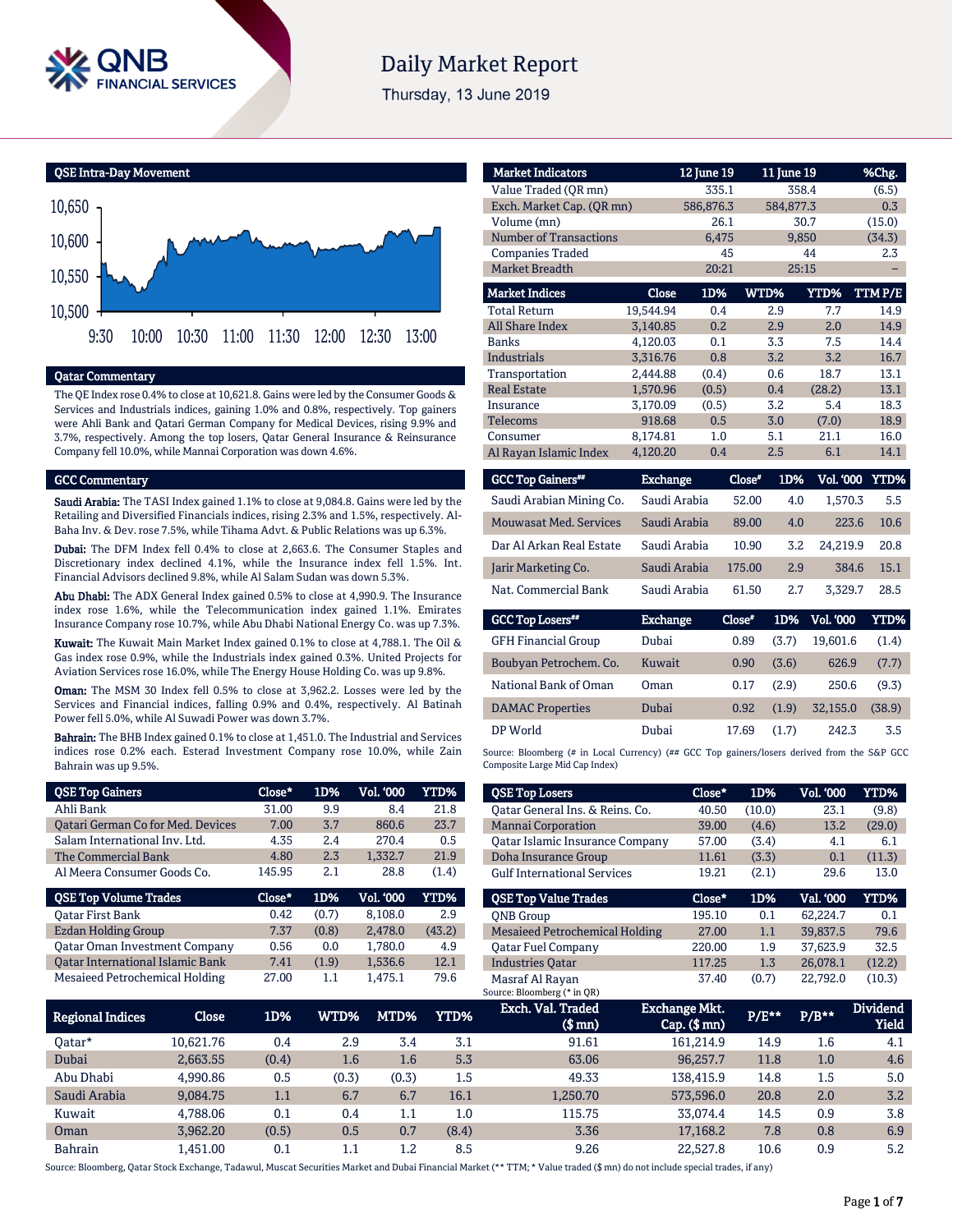# Daily Market Report

Thursday, 13 June 2019

## QSE Intra-Day Movement

## Qatar Commentary

The QE Index rose 0.4% to close at 10,621.8. Gains were led by the Consumer Goods & Services and Industrials indices, gaining 1.0% and 0.8%, respectively. Top gainers were Ahli Bank and Qatari German Company for Medical Devices, rising 9.9% and 3.7%, respectively. Among the top losers, Qatar General Insurance & Reinsurance Company fell 10.0%, while Mannai Corporation was down 4.6%.

## GCC Commentary

**Saudi Arabia:** The TASI Index gained 1.1% to close at 9,084.8. Gains were led by the Retailing and Diversified Financials indices, rising 2.3% and 1.5%, respectively. Al-Baha Inv. & Dev. rose 7.5%, while Tihama Advt. & Public Relations was up 6.3%.

**Dubai:** The DFM Index fell 0.4% to close at 2,663.6. The Consumer Staples and Discretionary index declined 4.1%, while the Insurance index fell 1.5%. Int. Financial Advisors declined 9.8%, while Al Salam Sudan was down 5.3%.

**Abu Dhabi:** The ADX General Index gained 0.5% to close at 4,990.9. The Insurance index rose 1.6%, while the Telecommunication index gained 1.1%. Emirates Insurance Company rose 10.7%, while Abu Dhabi National Energy Co. was up 7.3%.

**Kuwait:** The Kuwait Main Market Index gained 0.1% to close at 4,788.1. The Oil & Gas index rose 0.9%, while the Industrials index gained 0.3%. United Projects for Aviation Services rose 16.0%, while The Energy House Holding Co. was up 9.8%.

**Oman:** The MSM 30 Index fell 0.5% to close at 3,962.2. Losses were led by the Services and Financial indices, falling 0.9% and 0.4%, respectively. Al Batinah Power fell 5.0%, while Al Suwadi Power was down 3.7%.

**Bahrain:** The BHB Index gained 0.1% to close at 1,451.0. The Industrial and Services indices rose 0.2% each. Esterad Investment Company rose 10.0%, while Zain Bahrain was up 9.5%.

| Market Indicators | 12 June 19 | 11 June 19 | %Chg. |
|---|---|---|---|
| Value Traded (QR mn) | 335.1 | 358.4 | (6.5) |
| Exch. Market Cap. (QR mn) | 586,876.3 | 584,877.3 | 0.3 |
| Volume (mn) | 26.1 | 30.7 | (15.0) |
| Number of Transactions | 6,475 | 9,850 | (34.3) |
| Companies Traded | 45 | 44 | 2.3 |
| Market Breadth | 20:21 | 25:15 | – |

| Market Indices | Close | 1D% | WTD% | YTD% | TTM P/E |
|---|---|---|---|---|---|
| Total Return | 19,544.94 | 0.4 | 2.9 | 7.7 | 14.9 |
| All Share Index | 3,140.85 | 0.2 | 2.9 | 2.0 | 14.9 |
| Banks | 4,120.03 | 0.1 | 3.3 | 7.5 | 14.4 |
| Industrials | 3,316.76 | 0.8 | 3.2 | 3.2 | 16.7 |
| Transportation | 2,444.88 | (0.4) | 0.6 | 18.7 | 13.1 |
| Real Estate | 1,570.96 | (0.5) | 0.4 | (28.2) | 13.1 |
| Insurance | 3,170.09 | (0.5) | 3.2 | 5.4 | 18.3 |
| Telecoms | 918.68 | 0.5 | 3.0 | (7.0) | 18.9 |
| Consumer | 8,174.81 | 1.0 | 5.1 | 21.1 | 16.0 |
| Al Rayan Islamic Index | 4,120.20 | 0.4 | 2.5 | 6.1 | 14.1 |

| GCC Top Gainers## | Exchange | Close# | 1D% | Vol. '000 | YTD% |
|---|---|---|---|---|---|
| Saudi Arabian Mining Co. | Saudi Arabia | 52.00 | 4.0 | 1,570.3 | 5.5 |
| Mouwasat Med. Services | Saudi Arabia | 89.00 | 4.0 | 223.6 | 10.6 |
| Dar Al Arkan Real Estate | Saudi Arabia | 10.90 | 3.2 | 24,219.9 | 20.8 |
| Jarir Marketing Co. | Saudi Arabia | 175.00 | 2.9 | 384.6 | 15.1 |
| Nat. Commercial Bank | Saudi Arabia | 61.50 | 2.7 | 3,329.7 | 28.5 |

| GCC Top Losers## | Exchange | Close# | 1D% | Vol. '000 | YTD% |
|---|---|---|---|---|---|
| GFH Financial Group | Dubai | 0.89 | (3.7) | 19,601.6 | (1.4) |
| Boubyan Petrochem. Co. | Kuwait | 0.90 | (3.6) | 626.9 | (7.7) |
| National Bank of Oman | Oman | 0.17 | (2.9) | 250.6 | (9.3) |
| DAMAC Properties | Dubai | 0.92 | (1.9) | 32,155.0 | (38.9) |
| DP World | Dubai | 17.69 | (1.7) | 242.3 | 3.5 |

Source: Bloomberg (# in Local Currency) (## GCC Top gainers/losers derived from the S&P GCC Composite Large Mid Cap Index)

| QSE Top Gainers | Close* | 1D% | Vol. '000 | YTD% |
|---|---|---|---|---|
| Ahli Bank | 31.00 | 9.9 | 8.4 | 21.8 |
| Qatari German Co for Med. Devices | 7.00 | 3.7 | 860.6 | 23.7 |
| Salam International Inv. Ltd. | 4.35 | 2.4 | 270.4 | 0.5 |
| The Commercial Bank | 4.80 | 2.3 | 1,332.7 | 21.9 |
| Al Meera Consumer Goods Co. | 145.95 | 2.1 | 28.8 | (1.4) |

| QSE Top Losers | Close* | 1D% | Vol. '000 | YTD% |
|---|---|---|---|---|
| Qatar General Ins. & Reins. Co. | 40.50 | (10.0) | 23.1 | (9.8) |
| Mannai Corporation | 39.00 | (4.6) | 13.2 | (29.0) |
| Qatar Islamic Insurance Company | 57.00 | (3.4) | 4.1 | 6.1 |
| Doha Insurance Group | 11.61 | (3.3) | 0.1 | (11.3) |
| Gulf International Services | 19.21 | (2.1) | 29.6 | 13.0 |

| QSE Top Volume Trades | Close* | 1D% | Vol. '000 | YTD% |
|---|---|---|---|---|
| Qatar First Bank | 0.42 | (0.7) | 8,108.0 | 2.9 |
| Ezdan Holding Group | 7.37 | (0.8) | 2,478.0 | (43.2) |
| Qatar Oman Investment Company | 0.56 | 0.0 | 1,780.0 | 4.9 |
| Qatar International Islamic Bank | 7.41 | (1.9) | 1,536.6 | 12.1 |
| Mesaieed Petrochemical Holding | 27.00 | 1.1 | 1,475.1 | 79.6 |

| QSE Top Value Trades | Close* | 1D% | Val. '000 | YTD% |
|---|---|---|---|---|
| QNB Group | 195.10 | 0.1 | 62,224.7 | 0.1 |
| Mesaieed Petrochemical Holding | 27.00 | 1.1 | 39,837.5 | 79.6 |
| Qatar Fuel Company | 220.00 | 1.9 | 37,623.9 | 32.5 |
| Industries Qatar | 117.25 | 1.3 | 26,078.1 | (12.2) |
| Masraf Al Rayan | 37.40 | (0.7) | 22,792.0 | (10.3) |

Source: Bloomberg (* in QR)

| Regional Indices | Close | 1D% | WTD% | MTD% | YTD% | Exch. Val. Traded ($ mn) | Exchange Mkt. Cap. ($ mn) | P/E** | P/B** | Dividend Yield |
|---|---|---|---|---|---|---|---|---|---|---|
| Qatar* | 10,621.76 | 0.4 | 2.9 | 3.4 | 3.1 | 91.61 | 161,214.9 | 14.9 | 1.6 | 4.1 |
| Dubai | 2,663.55 | (0.4) | 1.6 | 1.6 | 5.3 | 63.06 | 96,257.7 | 11.8 | 1.0 | 4.6 |
| Abu Dhabi | 4,990.86 | 0.5 | (0.3) | (0.3) | 1.5 | 49.33 | 138,415.9 | 14.8 | 1.5 | 5.0 |
| Saudi Arabia | 9,084.75 | 1.1 | 6.7 | 6.7 | 16.1 | 1,250.70 | 573,596.0 | 20.8 | 2.0 | 3.2 |
| Kuwait | 4,788.06 | 0.1 | 0.4 | 1.1 | 1.0 | 115.75 | 33,074.4 | 14.5 | 0.9 | 3.8 |
| Oman | 3,962.20 | (0.5) | 0.5 | 0.7 | (8.4) | 3.36 | 17,168.2 | 7.8 | 0.8 | 6.9 |
| Bahrain | 1,451.00 | 0.1 | 1.1 | 1.2 | 8.5 | 9.26 | 22,527.8 | 10.6 | 0.9 | 5.2 |

Source: Bloomberg, Qatar Stock Exchange, Tadawul, Muscat Securities Market and Dubai Financial Market (** TTM; * Value traded ($ mn) do not include special trades, if any)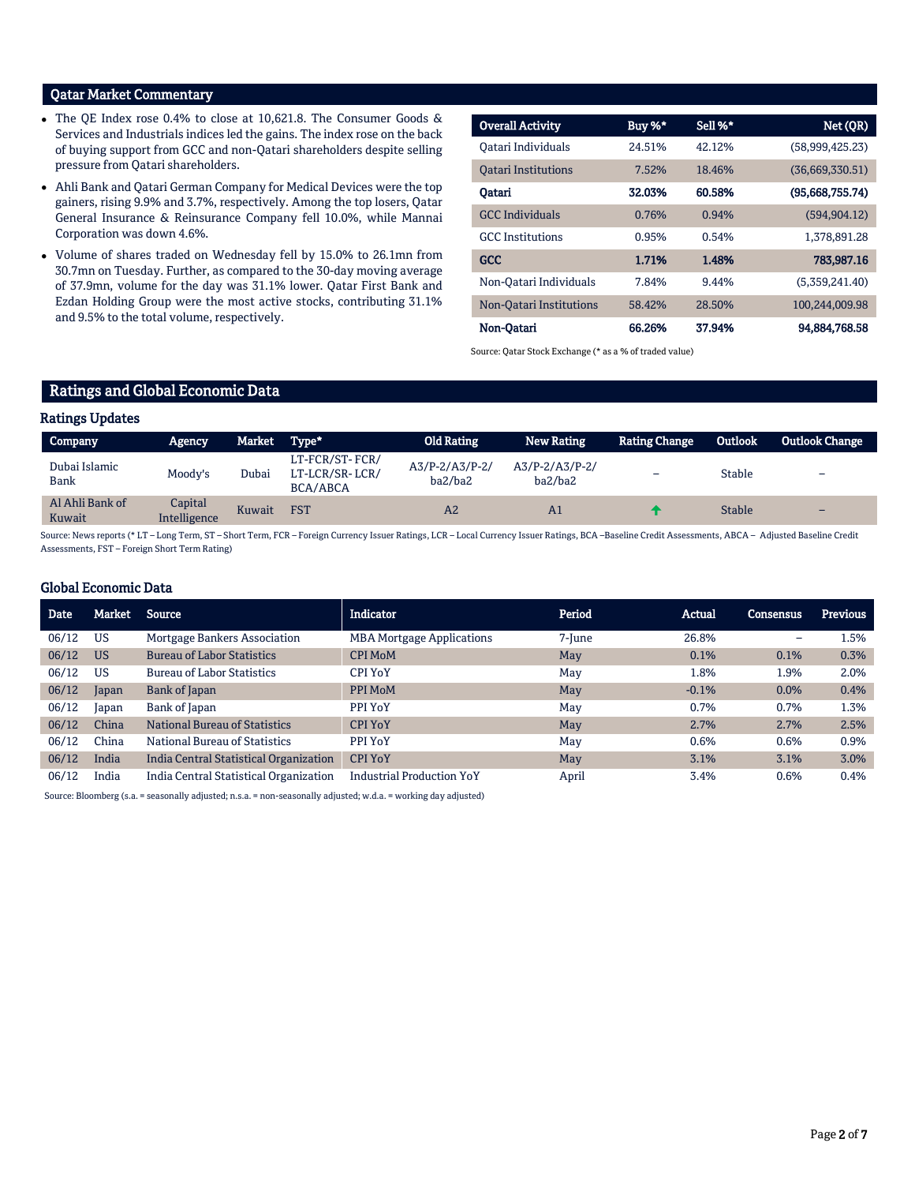## Qatar Market Commentary

- The QE Index rose 0.4% to close at 10,621.8. The Consumer Goods & Services and Industrials indices led the gains. The index rose on the back of buying support from GCC and non-Qatari shareholders despite selling pressure from Qatari shareholders.
- Ahli Bank and Qatari German Company for Medical Devices were the top gainers, rising 9.9% and 3.7%, respectively. Among the top losers, Qatar General Insurance & Reinsurance Company fell 10.0%, while Mannai Corporation was down 4.6%.
- Volume of shares traded on Wednesday fell by 15.0% to 26.1mn from 30.7mn on Tuesday. Further, as compared to the 30-day moving average of 37.9mn, volume for the day was 31.1% lower. Qatar First Bank and Ezdan Holding Group were the most active stocks, contributing 31.1% and 9.5% to the total volume, respectively.

| Overall Activity | Buy %* | Sell %* | Net (QR) |
|---|---|---|---|
| Qatari Individuals | 24.51% | 42.12% | (58,999,425.23) |
| Qatari Institutions | 7.52% | 18.46% | (36,669,330.51) |
| **Qatari** | **32.03%** | **60.58%** | **(95,668,755.74)** |
| GCC Individuals | 0.76% | 0.94% | (594,904.12) |
| GCC Institutions | 0.95% | 0.54% | 1,378,891.28 |
| **GCC** | **1.71%** | **1.48%** | **783,987.16** |
| Non-Qatari Individuals | 7.84% | 9.44% | (5,359,241.40) |
| Non-Qatari Institutions | 58.42% | 28.50% | 100,244,009.98 |
| **Non-Qatari** | **66.26%** | **37.94%** | **94,884,768.58** |

Source: Qatar Stock Exchange (* as a % of traded value)

## Ratings and Global Economic Data

### Ratings Updates

| Company | Agency | Market | Type* | Old Rating | New Rating | Rating Change | Outlook | Outlook Change |
|---|---|---|---|---|---|---|---|---|
| Dubai Islamic Bank | Moody's | Dubai | LT-FCR/ST- FCR/ LT-LCR/SR- LCR/ BCA/ABCA | A3/P-2/A3/P-2/ ba2/ba2 | A3/P-2/A3/P-2/ ba2/ba2 | – | Stable | – |
| Al Ahli Bank of Kuwait | Capital Intelligence | Kuwait | FST | A2 | A1 | ↑ | Stable | – |

Source: News reports (* LT – Long Term, ST – Short Term, FCR – Foreign Currency Issuer Ratings, LCR – Local Currency Issuer Ratings, BCA –Baseline Credit Assessments, ABCA – Adjusted Baseline Credit Assessments, FST – Foreign Short Term Rating)

### Global Economic Data

| Date | Market | Source | Indicator | Period | Actual | Consensus | Previous |
|---|---|---|---|---|---|---|---|
| 06/12 | US | Mortgage Bankers Association | MBA Mortgage Applications | 7-June | 26.8% | – | 1.5% |
| 06/12 | US | Bureau of Labor Statistics | CPI MoM | May | 0.1% | 0.1% | 0.3% |
| 06/12 | US | Bureau of Labor Statistics | CPI YoY | May | 1.8% | 1.9% | 2.0% |
| 06/12 | Japan | Bank of Japan | PPI MoM | May | -0.1% | 0.0% | 0.4% |
| 06/12 | Japan | Bank of Japan | PPI YoY | May | 0.7% | 0.7% | 1.3% |
| 06/12 | China | National Bureau of Statistics | CPI YoY | May | 2.7% | 2.7% | 2.5% |
| 06/12 | China | National Bureau of Statistics | PPI YoY | May | 0.6% | 0.6% | 0.9% |
| 06/12 | India | India Central Statistical Organization | CPI YoY | May | 3.1% | 3.1% | 3.0% |
| 06/12 | India | India Central Statistical Organization | Industrial Production YoY | April | 3.4% | 0.6% | 0.4% |

Source: Bloomberg (s.a. = seasonally adjusted; n.s.a. = non-seasonally adjusted; w.d.a. = working day adjusted)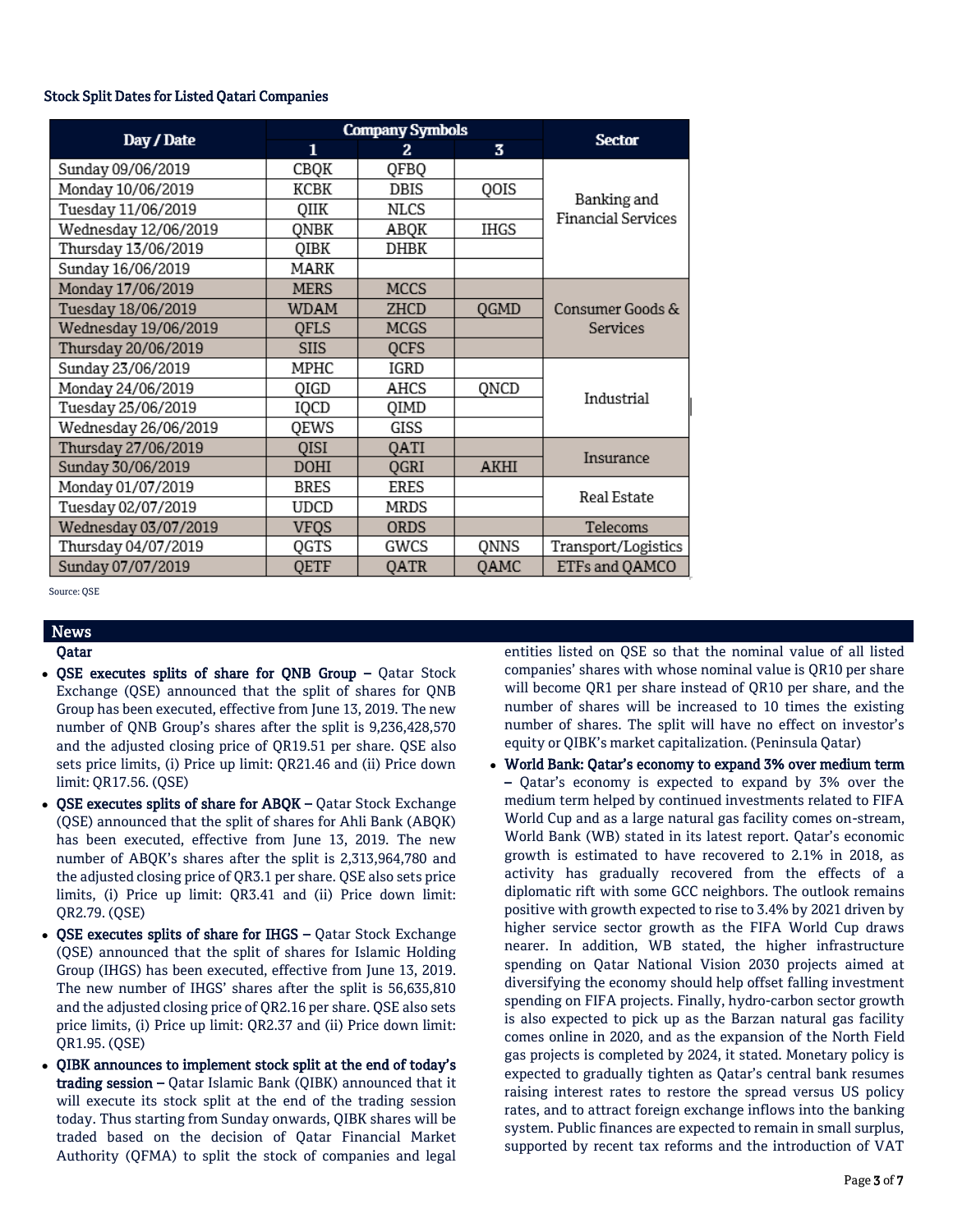### Stock Split Dates for Listed Qatari Companies

| Day / Date | Company Symbols | | | Sector |
|---|---|---|---|---|
| | 1 | 2 | 3 | |
| Sunday 09/06/2019 | CBQK | QFBQ | | Banking and Financial Services |
| Monday 10/06/2019 | KCBK | DBIS | QOIS | |
| Tuesday 11/06/2019 | QIIK | NLCS | | |
| Wednesday 12/06/2019 | QNBK | ABQK | IHGS | |
| Thursday 13/06/2019 | QIBK | DHBK | | |
| Sunday 16/06/2019 | MARK | | | |
| Monday 17/06/2019 | MERS | MCCS | | Consumer Goods & Services |
| Tuesday 18/06/2019 | WDAM | ZHCD | QGMD | |
| Wednesday 19/06/2019 | QFLS | MCGS | | |
| Thursday 20/06/2019 | SIIS | QCFS | | |
| Sunday 23/06/2019 | MPHC | IGRD | | Industrial |
| Monday 24/06/2019 | QIGD | AHCS | QNCD | |
| Tuesday 25/06/2019 | IQCD | QIMD | | |
| Wednesday 26/06/2019 | QEWS | GISS | | |
| Thursday 27/06/2019 | QISI | QATI | | Insurance |
| Sunday 30/06/2019 | DOHI | QGRI | AKHI | |
| Monday 01/07/2019 | BRES | ERES | | Real Estate |
| Tuesday 02/07/2019 | UDCD | MRDS | | |
| Wednesday 03/07/2019 | VFQS | ORDS | | Telecoms |
| Thursday 04/07/2019 | QGTS | GWCS | QNNS | Transport/Logistics |
| Sunday 07/07/2019 | QETF | QATR | QAMC | ETFs and QAMCO |

Source: QSE

## News

### Qatar

- **QSE executes splits of share for QNB Group –** Qatar Stock Exchange (QSE) announced that the split of shares for QNB Group has been executed, effective from June 13, 2019. The new number of QNB Group's shares after the split is 9,236,428,570 and the adjusted closing price of QR19.51 per share. QSE also sets price limits, (i) Price up limit: QR21.46 and (ii) Price down limit: QR17.56. (QSE)
- **QSE executes splits of share for ABQK –** Qatar Stock Exchange (QSE) announced that the split of shares for Ahli Bank (ABQK) has been executed, effective from June 13, 2019. The new number of ABQK's shares after the split is 2,313,964,780 and the adjusted closing price of QR3.1 per share. QSE also sets price limits, (i) Price up limit: QR3.41 and (ii) Price down limit: QR2.79. (QSE)
- **QSE executes splits of share for IHGS –** Qatar Stock Exchange (QSE) announced that the split of shares for Islamic Holding Group (IHGS) has been executed, effective from June 13, 2019. The new number of IHGS' shares after the split is 56,635,810 and the adjusted closing price of QR2.16 per share. QSE also sets price limits, (i) Price up limit: QR2.37 and (ii) Price down limit: QR1.95. (QSE)
- **QIBK announces to implement stock split at the end of today's trading session –** Qatar Islamic Bank (QIBK) announced that it will execute its stock split at the end of the trading session today. Thus starting from Sunday onwards, QIBK shares will be traded based on the decision of Qatar Financial Market Authority (QFMA) to split the stock of companies and legal entities listed on QSE so that the nominal value of all listed companies' shares with whose nominal value is QR10 per share will become QR1 per share instead of QR10 per share, and the number of shares will be increased to 10 times the existing number of shares. The split will have no effect on investor's equity or QIBK's market capitalization. (Peninsula Qatar)
- **World Bank: Qatar's economy to expand 3% over medium term –** Qatar's economy is expected to expand by 3% over the medium term helped by continued investments related to FIFA World Cup and as a large natural gas facility comes on-stream, World Bank (WB) stated in its latest report. Qatar's economic growth is estimated to have recovered to 2.1% in 2018, as activity has gradually recovered from the effects of a diplomatic rift with some GCC neighbors. The outlook remains positive with growth expected to rise to 3.4% by 2021 driven by higher service sector growth as the FIFA World Cup draws nearer. In addition, WB stated, the higher infrastructure spending on Qatar National Vision 2030 projects aimed at diversifying the economy should help offset falling investment spending on FIFA projects. Finally, hydro-carbon sector growth is also expected to pick up as the Barzan natural gas facility comes online in 2020, and as the expansion of the North Field gas projects is completed by 2024, it stated. Monetary policy is expected to gradually tighten as Qatar's central bank resumes raising interest rates to restore the spread versus US policy rates, and to attract foreign exchange inflows into the banking system. Public finances are expected to remain in small surplus, supported by recent tax reforms and the introduction of VAT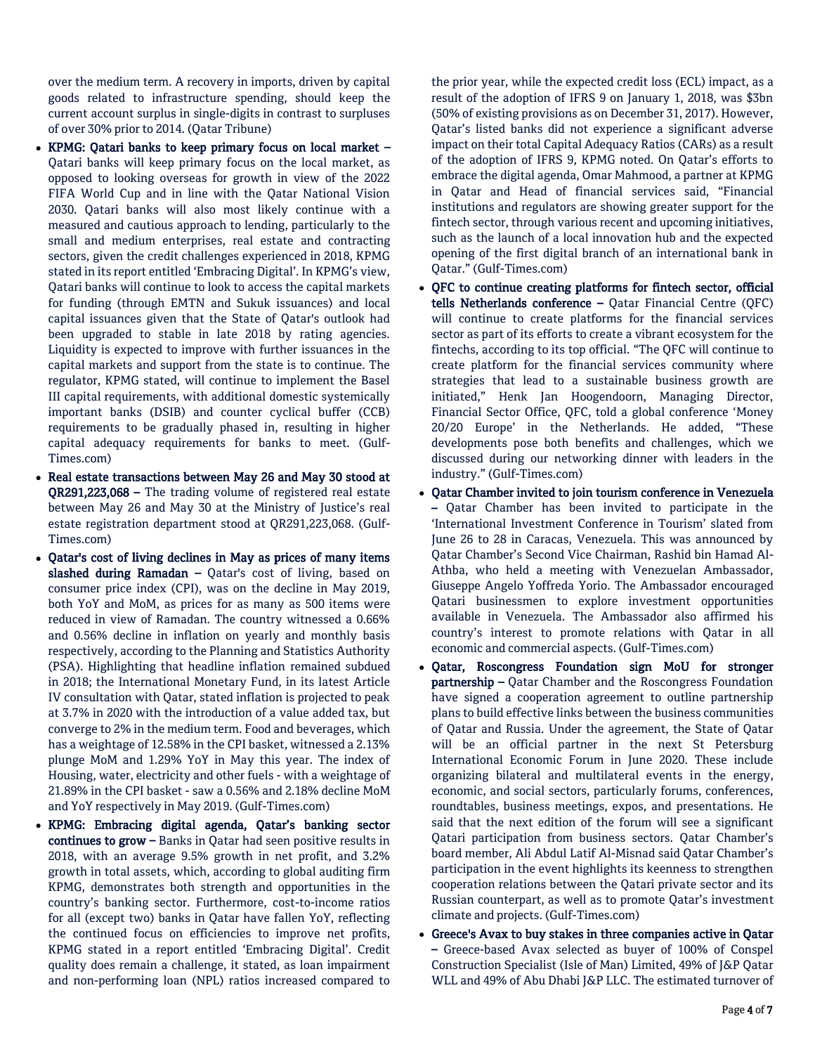over the medium term. A recovery in imports, driven by capital goods related to infrastructure spending, should keep the current account surplus in single-digits in contrast to surpluses of over 30% prior to 2014. (Qatar Tribune)

- **KPMG: Qatari banks to keep primary focus on local market –** Qatari banks will keep primary focus on the local market, as opposed to looking overseas for growth in view of the 2022 FIFA World Cup and in line with the Qatar National Vision 2030. Qatari banks will also most likely continue with a measured and cautious approach to lending, particularly to the small and medium enterprises, real estate and contracting sectors, given the credit challenges experienced in 2018, KPMG stated in its report entitled 'Embracing Digital'. In KPMG's view, Qatari banks will continue to look to access the capital markets for funding (through EMTN and Sukuk issuances) and local capital issuances given that the State of Qatar's outlook had been upgraded to stable in late 2018 by rating agencies. Liquidity is expected to improve with further issuances in the capital markets and support from the state is to continue. The regulator, KPMG stated, will continue to implement the Basel III capital requirements, with additional domestic systemically important banks (DSIB) and counter cyclical buffer (CCB) requirements to be gradually phased in, resulting in higher capital adequacy requirements for banks to meet. (Gulf-Times.com)
- **Real estate transactions between May 26 and May 30 stood at QR291,223,068 –** The trading volume of registered real estate between May 26 and May 30 at the Ministry of Justice's real estate registration department stood at QR291,223,068. (Gulf-Times.com)
- **Qatar's cost of living declines in May as prices of many items slashed during Ramadan –** Qatar's cost of living, based on consumer price index (CPI), was on the decline in May 2019, both YoY and MoM, as prices for as many as 500 items were reduced in view of Ramadan. The country witnessed a 0.66% and 0.56% decline in inflation on yearly and monthly basis respectively, according to the Planning and Statistics Authority (PSA). Highlighting that headline inflation remained subdued in 2018; the International Monetary Fund, in its latest Article IV consultation with Qatar, stated inflation is projected to peak at 3.7% in 2020 with the introduction of a value added tax, but converge to 2% in the medium term. Food and beverages, which has a weightage of 12.58% in the CPI basket, witnessed a 2.13% plunge MoM and 1.29% YoY in May this year. The index of Housing, water, electricity and other fuels - with a weightage of 21.89% in the CPI basket - saw a 0.56% and 2.18% decline MoM and YoY respectively in May 2019. (Gulf-Times.com)
- **KPMG: Embracing digital agenda, Qatar's banking sector continues to grow –** Banks in Qatar had seen positive results in 2018, with an average 9.5% growth in net profit, and 3.2% growth in total assets, which, according to global auditing firm KPMG, demonstrates both strength and opportunities in the country's banking sector. Furthermore, cost-to-income ratios for all (except two) banks in Qatar have fallen YoY, reflecting the continued focus on efficiencies to improve net profits, KPMG stated in a report entitled 'Embracing Digital'. Credit quality does remain a challenge, it stated, as loan impairment and non-performing loan (NPL) ratios increased compared to the prior year, while the expected credit loss (ECL) impact, as a result of the adoption of IFRS 9 on January 1, 2018, was $3bn (50% of existing provisions as on December 31, 2017). However, Qatar's listed banks did not experience a significant adverse impact on their total Capital Adequacy Ratios (CARs) as a result of the adoption of IFRS 9, KPMG noted. On Qatar's efforts to embrace the digital agenda, Omar Mahmood, a partner at KPMG in Qatar and Head of financial services said, "Financial institutions and regulators are showing greater support for the fintech sector, through various recent and upcoming initiatives, such as the launch of a local innovation hub and the expected opening of the first digital branch of an international bank in Qatar." (Gulf-Times.com)
- **QFC to continue creating platforms for fintech sector, official tells Netherlands conference –** Qatar Financial Centre (QFC) will continue to create platforms for the financial services sector as part of its efforts to create a vibrant ecosystem for the fintechs, according to its top official. "The QFC will continue to create platform for the financial services community where strategies that lead to a sustainable business growth are initiated," Henk Jan Hoogendoorn, Managing Director, Financial Sector Office, QFC, told a global conference 'Money 20/20 Europe' in the Netherlands. He added, "These developments pose both benefits and challenges, which we discussed during our networking dinner with leaders in the industry." (Gulf-Times.com)
- **Qatar Chamber invited to join tourism conference in Venezuela –** Qatar Chamber has been invited to participate in the 'International Investment Conference in Tourism' slated from June 26 to 28 in Caracas, Venezuela. This was announced by Qatar Chamber's Second Vice Chairman, Rashid bin Hamad Al-Athba, who held a meeting with Venezuelan Ambassador, Giuseppe Angelo Yoffreda Yorio. The Ambassador encouraged Qatari businessmen to explore investment opportunities available in Venezuela. The Ambassador also affirmed his country's interest to promote relations with Qatar in all economic and commercial aspects. (Gulf-Times.com)
- **Qatar, Roscongress Foundation sign MoU for stronger partnership –** Qatar Chamber and the Roscongress Foundation have signed a cooperation agreement to outline partnership plans to build effective links between the business communities of Qatar and Russia. Under the agreement, the State of Qatar will be an official partner in the next St Petersburg International Economic Forum in June 2020. These include organizing bilateral and multilateral events in the energy, economic, and social sectors, particularly forums, conferences, roundtables, business meetings, expos, and presentations. He said that the next edition of the forum will see a significant Qatari participation from business sectors. Qatar Chamber's board member, Ali Abdul Latif Al-Misnad said Qatar Chamber's participation in the event highlights its keenness to strengthen cooperation relations between the Qatari private sector and its Russian counterpart, as well as to promote Qatar's investment climate and projects. (Gulf-Times.com)
- **Greece's Avax to buy stakes in three companies active in Qatar –** Greece-based Avax selected as buyer of 100% of Conspel Construction Specialist (Isle of Man) Limited, 49% of J&P Qatar WLL and 49% of Abu Dhabi J&P LLC. The estimated turnover of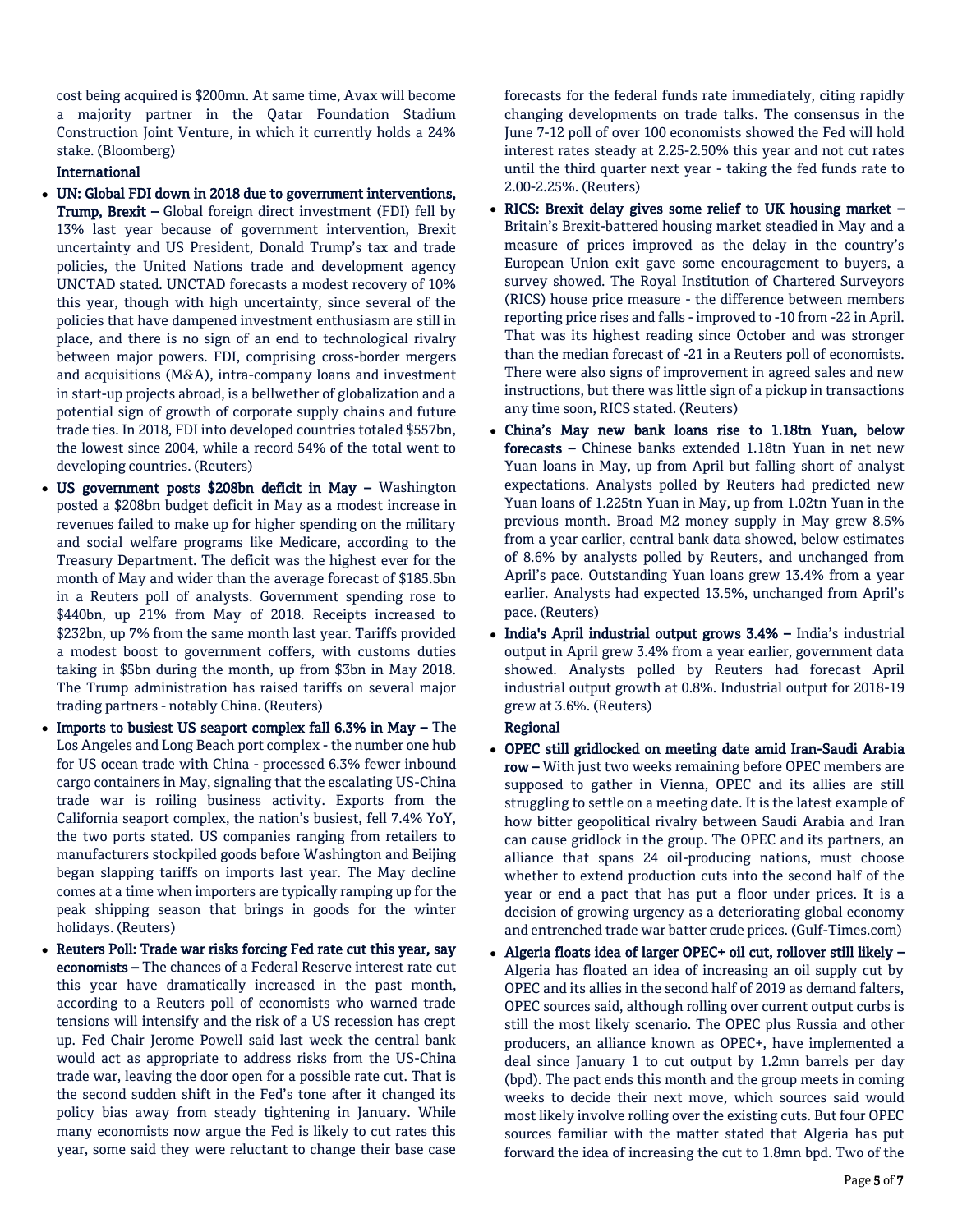cost being acquired is $200mn. At same time, Avax will become a majority partner in the Qatar Foundation Stadium Construction Joint Venture, in which it currently holds a 24% stake. (Bloomberg)

## International

- **UN: Global FDI down in 2018 due to government interventions, Trump, Brexit –** Global foreign direct investment (FDI) fell by 13% last year because of government intervention, Brexit uncertainty and US President, Donald Trump's tax and trade policies, the United Nations trade and development agency UNCTAD stated. UNCTAD forecasts a modest recovery of 10% this year, though with high uncertainty, since several of the policies that have dampened investment enthusiasm are still in place, and there is no sign of an end to technological rivalry between major powers. FDI, comprising cross-border mergers and acquisitions (M&A), intra-company loans and investment in start-up projects abroad, is a bellwether of globalization and a potential sign of growth of corporate supply chains and future trade ties. In 2018, FDI into developed countries totaled $557bn, the lowest since 2004, while a record 54% of the total went to developing countries. (Reuters)
- **US government posts $208bn deficit in May –** Washington posted a $208bn budget deficit in May as a modest increase in revenues failed to make up for higher spending on the military and social welfare programs like Medicare, according to the Treasury Department. The deficit was the highest ever for the month of May and wider than the average forecast of $185.5bn in a Reuters poll of analysts. Government spending rose to $440bn, up 21% from May of 2018. Receipts increased to $232bn, up 7% from the same month last year. Tariffs provided a modest boost to government coffers, with customs duties taking in $5bn during the month, up from $3bn in May 2018. The Trump administration has raised tariffs on several major trading partners - notably China. (Reuters)
- **Imports to busiest US seaport complex fall 6.3% in May –** The Los Angeles and Long Beach port complex - the number one hub for US ocean trade with China - processed 6.3% fewer inbound cargo containers in May, signaling that the escalating US-China trade war is roiling business activity. Exports from the California seaport complex, the nation's busiest, fell 7.4% YoY, the two ports stated. US companies ranging from retailers to manufacturers stockpiled goods before Washington and Beijing began slapping tariffs on imports last year. The May decline comes at a time when importers are typically ramping up for the peak shipping season that brings in goods for the winter holidays. (Reuters)
- **Reuters Poll: Trade war risks forcing Fed rate cut this year, say economists –** The chances of a Federal Reserve interest rate cut this year have dramatically increased in the past month, according to a Reuters poll of economists who warned trade tensions will intensify and the risk of a US recession has crept up. Fed Chair Jerome Powell said last week the central bank would act as appropriate to address risks from the US-China trade war, leaving the door open for a possible rate cut. That is the second sudden shift in the Fed's tone after it changed its policy bias away from steady tightening in January. While many economists now argue the Fed is likely to cut rates this year, some said they were reluctant to change their base case forecasts for the federal funds rate immediately, citing rapidly changing developments on trade talks. The consensus in the June 7-12 poll of over 100 economists showed the Fed will hold interest rates steady at 2.25-2.50% this year and not cut rates until the third quarter next year - taking the fed funds rate to 2.00-2.25%. (Reuters)
- **RICS: Brexit delay gives some relief to UK housing market –** Britain's Brexit-battered housing market steadied in May and a measure of prices improved as the delay in the country's European Union exit gave some encouragement to buyers, a survey showed. The Royal Institution of Chartered Surveyors (RICS) house price measure - the difference between members reporting price rises and falls - improved to -10 from -22 in April. That was its highest reading since October and was stronger than the median forecast of -21 in a Reuters poll of economists. There were also signs of improvement in agreed sales and new instructions, but there was little sign of a pickup in transactions any time soon, RICS stated. (Reuters)
- **China's May new bank loans rise to 1.18tn Yuan, below forecasts –** Chinese banks extended 1.18tn Yuan in net new Yuan loans in May, up from April but falling short of analyst expectations. Analysts polled by Reuters had predicted new Yuan loans of 1.225tn Yuan in May, up from 1.02tn Yuan in the previous month. Broad M2 money supply in May grew 8.5% from a year earlier, central bank data showed, below estimates of 8.6% by analysts polled by Reuters, and unchanged from April's pace. Outstanding Yuan loans grew 13.4% from a year earlier. Analysts had expected 13.5%, unchanged from April's pace. (Reuters)
- **India's April industrial output grows 3.4% –** India's industrial output in April grew 3.4% from a year earlier, government data showed. Analysts polled by Reuters had forecast April industrial output growth at 0.8%. Industrial output for 2018-19 grew at 3.6%. (Reuters)

## Regional

- **OPEC still gridlocked on meeting date amid Iran-Saudi Arabia row –** With just two weeks remaining before OPEC members are supposed to gather in Vienna, OPEC and its allies are still struggling to settle on a meeting date. It is the latest example of how bitter geopolitical rivalry between Saudi Arabia and Iran can cause gridlock in the group. The OPEC and its partners, an alliance that spans 24 oil-producing nations, must choose whether to extend production cuts into the second half of the year or end a pact that has put a floor under prices. It is a decision of growing urgency as a deteriorating global economy and entrenched trade war batter crude prices. (Gulf-Times.com)
- **Algeria floats idea of larger OPEC+ oil cut, rollover still likely –** Algeria has floated an idea of increasing an oil supply cut by OPEC and its allies in the second half of 2019 as demand falters, OPEC sources said, although rolling over current output curbs is still the most likely scenario. The OPEC plus Russia and other producers, an alliance known as OPEC+, have implemented a deal since January 1 to cut output by 1.2mn barrels per day (bpd). The pact ends this month and the group meets in coming weeks to decide their next move, which sources said would most likely involve rolling over the existing cuts. But four OPEC sources familiar with the matter stated that Algeria has put forward the idea of increasing the cut to 1.8mn bpd. Two of the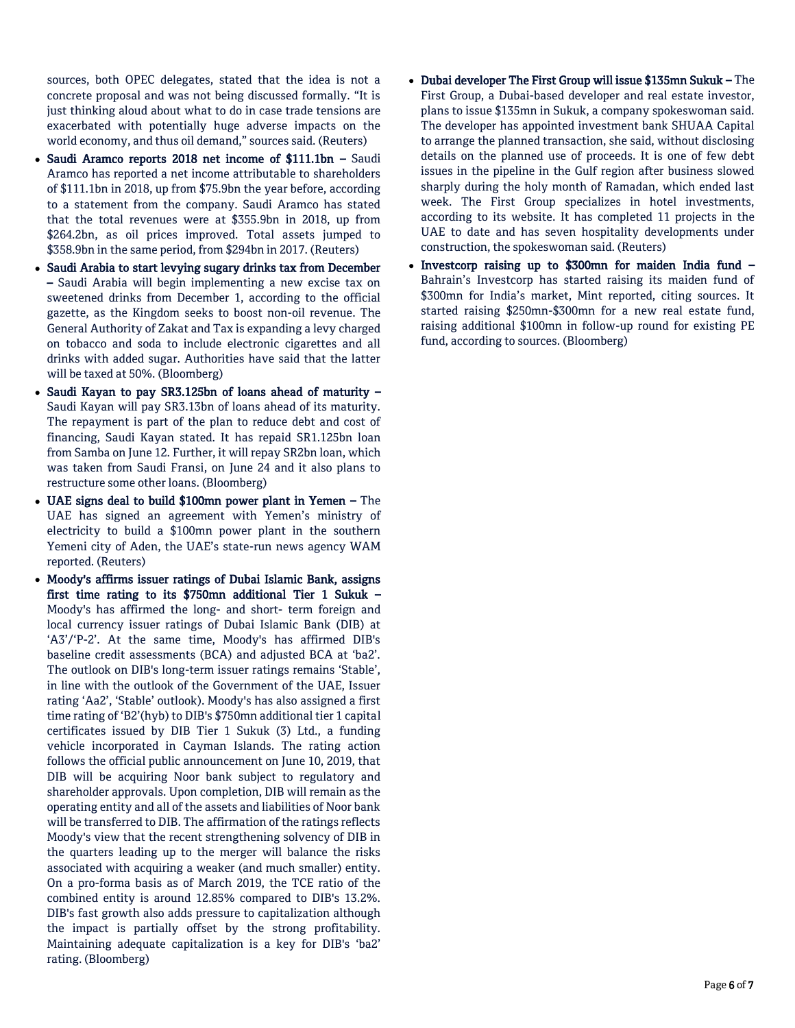sources, both OPEC delegates, stated that the idea is not a concrete proposal and was not being discussed formally. "It is just thinking aloud about what to do in case trade tensions are exacerbated with potentially huge adverse impacts on the world economy, and thus oil demand," sources said. (Reuters)

- **Saudi Aramco reports 2018 net income of $111.1bn –** Saudi Aramco has reported a net income attributable to shareholders of $111.1bn in 2018, up from $75.9bn the year before, according to a statement from the company. Saudi Aramco has stated that the total revenues were at $355.9bn in 2018, up from $264.2bn, as oil prices improved. Total assets jumped to $358.9bn in the same period, from $294bn in 2017. (Reuters)
- **Saudi Arabia to start levying sugary drinks tax from December –** Saudi Arabia will begin implementing a new excise tax on sweetened drinks from December 1, according to the official gazette, as the Kingdom seeks to boost non-oil revenue. The General Authority of Zakat and Tax is expanding a levy charged on tobacco and soda to include electronic cigarettes and all drinks with added sugar. Authorities have said that the latter will be taxed at 50%. (Bloomberg)
- **Saudi Kayan to pay SR3.125bn of loans ahead of maturity –** Saudi Kayan will pay SR3.13bn of loans ahead of its maturity. The repayment is part of the plan to reduce debt and cost of financing, Saudi Kayan stated. It has repaid SR1.125bn loan from Samba on June 12. Further, it will repay SR2bn loan, which was taken from Saudi Fransi, on June 24 and it also plans to restructure some other loans. (Bloomberg)
- **UAE signs deal to build $100mn power plant in Yemen –** The UAE has signed an agreement with Yemen's ministry of electricity to build a $100mn power plant in the southern Yemeni city of Aden, the UAE's state-run news agency WAM reported. (Reuters)
- **Moody's affirms issuer ratings of Dubai Islamic Bank, assigns first time rating to its $750mn additional Tier 1 Sukuk –** Moody's has affirmed the long- and short- term foreign and local currency issuer ratings of Dubai Islamic Bank (DIB) at 'A3'/'P-2'. At the same time, Moody's has affirmed DIB's baseline credit assessments (BCA) and adjusted BCA at 'ba2'. The outlook on DIB's long-term issuer ratings remains 'Stable', in line with the outlook of the Government of the UAE, Issuer rating 'Aa2', 'Stable' outlook). Moody's has also assigned a first time rating of 'B2'(hyb) to DIB's $750mn additional tier 1 capital certificates issued by DIB Tier 1 Sukuk (3) Ltd., a funding vehicle incorporated in Cayman Islands. The rating action follows the official public announcement on June 10, 2019, that DIB will be acquiring Noor bank subject to regulatory and shareholder approvals. Upon completion, DIB will remain as the operating entity and all of the assets and liabilities of Noor bank will be transferred to DIB. The affirmation of the ratings reflects Moody's view that the recent strengthening solvency of DIB in the quarters leading up to the merger will balance the risks associated with acquiring a weaker (and much smaller) entity. On a pro-forma basis as of March 2019, the TCE ratio of the combined entity is around 12.85% compared to DIB's 13.2%. DIB's fast growth also adds pressure to capitalization although the impact is partially offset by the strong profitability. Maintaining adequate capitalization is a key for DIB's 'ba2' rating. (Bloomberg)
- **Dubai developer The First Group will issue $135mn Sukuk –** The First Group, a Dubai-based developer and real estate investor, plans to issue $135mn in Sukuk, a company spokeswoman said. The developer has appointed investment bank SHUAA Capital to arrange the planned transaction, she said, without disclosing details on the planned use of proceeds. It is one of few debt issues in the pipeline in the Gulf region after business slowed sharply during the holy month of Ramadan, which ended last week. The First Group specializes in hotel investments, according to its website. It has completed 11 projects in the UAE to date and has seven hospitality developments under construction, the spokeswoman said. (Reuters)
- **Investcorp raising up to $300mn for maiden India fund –** Bahrain's Investcorp has started raising its maiden fund of $300mn for India's market, Mint reported, citing sources. It started raising $250mn-$300mn for a new real estate fund, raising additional $100mn in follow-up round for existing PE fund, according to sources. (Bloomberg)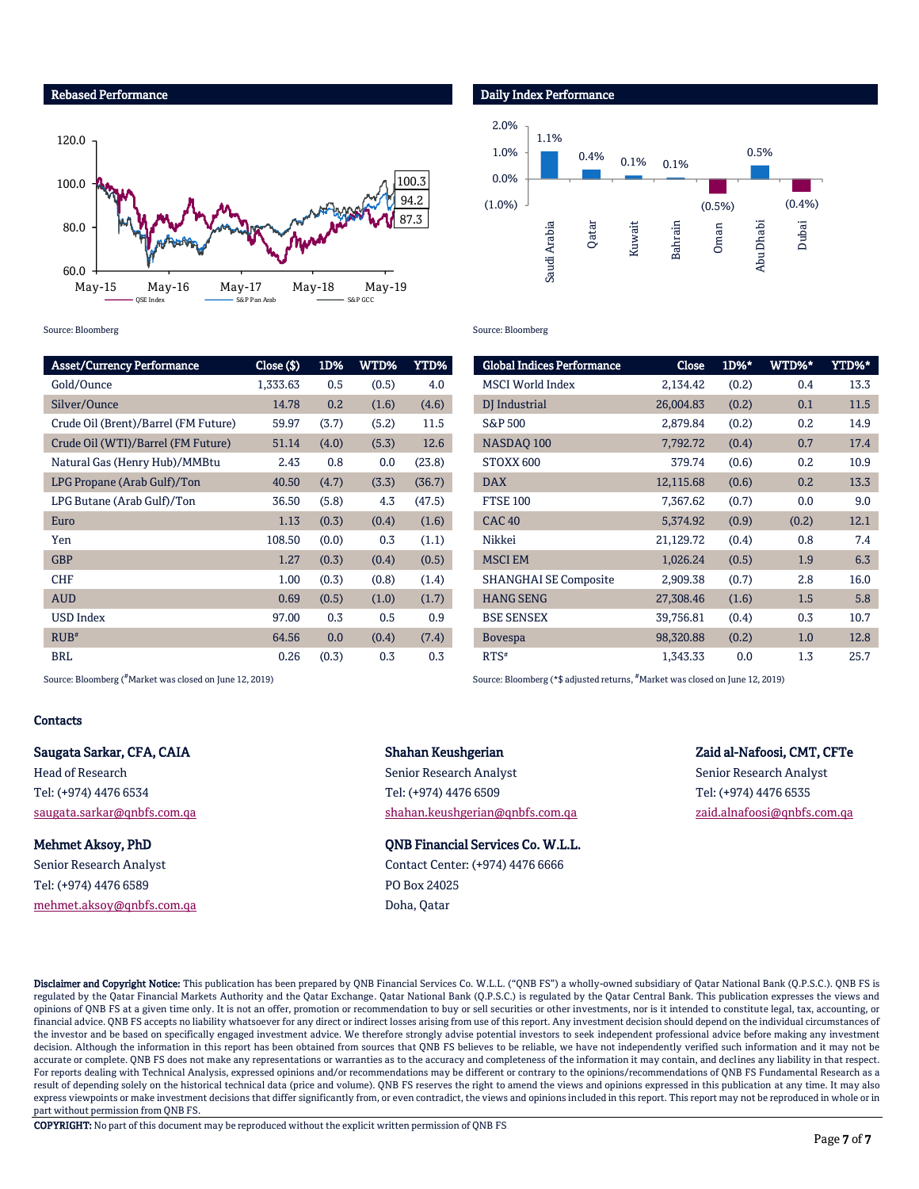## Rebased Performance

120.0
100.0
80.0
60.0
May-15
May-16
May-17
May-18
May-19
100.3
94.2
87.3
QSE Index
S&P Pan Arab
S&P GCC

Source: Bloomberg

## Daily Index Performance

2.0%
1.0%
0.0%
(1.0%)
1.1%
0.4%
0.1%
0.1%
(0.5%)
0.5%
(0.4%)
Saudi Arabia
Qatar
Kuwait
Bahrain
Oman
Abu Dhabi
Dubai

Source: Bloomberg

| Asset/Currency Performance | Close ($) | 1D% | WTD% | YTD% |
|---|---|---|---|---|
| Gold/Ounce | 1,333.63 | 0.5 | (0.5) | 4.0 |
| Silver/Ounce | 14.78 | 0.2 | (1.6) | (4.6) |
| Crude Oil (Brent)/Barrel (FM Future) | 59.97 | (3.7) | (5.2) | 11.5 |
| Crude Oil (WTI)/Barrel (FM Future) | 51.14 | (4.0) | (5.3) | 12.6 |
| Natural Gas (Henry Hub)/MMBtu | 2.43 | 0.8 | 0.0 | (23.8) |
| LPG Propane (Arab Gulf)/Ton | 40.50 | (4.7) | (3.3) | (36.7) |
| LPG Butane (Arab Gulf)/Ton | 36.50 | (5.8) | 4.3 | (47.5) |
| Euro | 1.13 | (0.3) | (0.4) | (1.6) |
| Yen | 108.50 | (0.0) | 0.3 | (1.1) |
| GBP | 1.27 | (0.3) | (0.4) | (0.5) |
| CHF | 1.00 | (0.3) | (0.8) | (1.4) |
| AUD | 0.69 | (0.5) | (1.0) | (1.7) |
| USD Index | 97.00 | 0.3 | 0.5 | 0.9 |
| RUB# | 64.56 | 0.0 | (0.4) | (7.4) |
| BRL | 0.26 | (0.3) | 0.3 | 0.3 |

Source: Bloomberg (#Market was closed on June 12, 2019)

| Global Indices Performance | Close | 1D%* | WTD%* | YTD%* |
|---|---|---|---|---|
| MSCI World Index | 2,134.42 | (0.2) | 0.4 | 13.3 |
| DJ Industrial | 26,004.83 | (0.2) | 0.1 | 11.5 |
| S&P 500 | 2,879.84 | (0.2) | 0.2 | 14.9 |
| NASDAQ 100 | 7,792.72 | (0.4) | 0.7 | 17.4 |
| STOXX 600 | 379.74 | (0.6) | 0.2 | 10.9 |
| DAX | 12,115.68 | (0.6) | 0.2 | 13.3 |
| FTSE 100 | 7,367.62 | (0.7) | 0.0 | 9.0 |
| CAC 40 | 5,374.92 | (0.9) | (0.2) | 12.1 |
| Nikkei | 21,129.72 | (0.4) | 0.8 | 7.4 |
| MSCI EM | 1,026.24 | (0.5) | 1.9 | 6.3 |
| SHANGHAI SE Composite | 2,909.38 | (0.7) | 2.8 | 16.0 |
| HANG SENG | 27,308.46 | (1.6) | 1.5 | 5.8 |
| BSE SENSEX | 39,756.81 | (0.4) | 0.3 | 10.7 |
| Bovespa | 98,320.88 | (0.2) | 1.0 | 12.8 |
| RTS# | 1,343.33 | 0.0 | 1.3 | 25.7 |

Source: Bloomberg (*$ adjusted returns, #Market was closed on June 12, 2019)

## Contacts

**Saugata Sarkar, CFA, CAIA**
Head of Research
Tel: (+974) 4476 6534
saugata.sarkar@qnbfs.com.qa

**Shahan Keushgerian**
Senior Research Analyst
Tel: (+974) 4476 6509
shahan.keushgerian@qnbfs.com.qa

**Zaid al-Nafoosi, CMT, CFTe**
Senior Research Analyst
Tel: (+974) 4476 6535
zaid.alnafoosi@qnbfs.com.qa

**Mehmet Aksoy, PhD**
Senior Research Analyst
Tel: (+974) 4476 6589
mehmet.aksoy@qnbfs.com.qa

**QNB Financial Services Co. W.L.L.**
Contact Center: (+974) 4476 6666
PO Box 24025
Doha, Qatar

**Disclaimer and Copyright Notice:** This publication has been prepared by QNB Financial Services Co. W.L.L. ("QNB FS") a wholly-owned subsidiary of Qatar National Bank (Q.P.S.C.). QNB FS is regulated by the Qatar Financial Markets Authority and the Qatar Exchange. Qatar National Bank (Q.P.S.C.) is regulated by the Qatar Central Bank. This publication expresses the views and opinions of QNB FS at a given time only. It is not an offer, promotion or recommendation to buy or sell securities or other investments, nor is it intended to constitute legal, tax, accounting, or financial advice. QNB FS accepts no liability whatsoever for any direct or indirect losses arising from use of this report. Any investment decision should depend on the individual circumstances of the investor and be based on specifically engaged investment advice. We therefore strongly advise potential investors to seek independent professional advice before making any investment decision. Although the information in this report has been obtained from sources that QNB FS believes to be reliable, we have not independently verified such information and it may not be accurate or complete. QNB FS does not make any representations or warranties as to the accuracy and completeness of the information it may contain, and declines any liability in that respect. For reports dealing with Technical Analysis, expressed opinions and/or recommendations may be different or contrary to the opinions/recommendations of QNB FS Fundamental Research as a result of depending solely on the historical technical data (price and volume). QNB FS reserves the right to amend the views and opinions expressed in this publication at any time. It may also express viewpoints or make investment decisions that differ significantly from, or even contradict, the views and opinions included in this report. This report may not be reproduced in whole or in part without permission from QNB FS.

**COPYRIGHT:** No part of this document may be reproduced without the explicit written permission of QNB FS